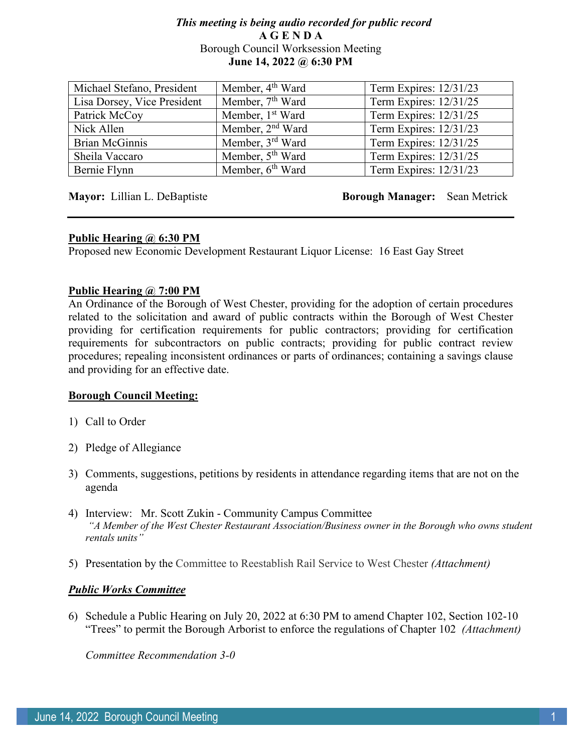***This meeting is being audio recorded for public record***

**A G E N D A**

Borough Council Worksession Meeting

**June 14, 2022 @ 6:30 PM**

| | | |
|---|---|---|
| Michael Stefano, President | Member, 4th Ward | Term Expires: 12/31/23 |
| Lisa Dorsey, Vice President | Member, 7th Ward | Term Expires: 12/31/25 |
| Patrick McCoy | Member, 1st Ward | Term Expires: 12/31/25 |
| Nick Allen | Member, 2nd Ward | Term Expires: 12/31/23 |
| Brian McGinnis | Member, 3rd Ward | Term Expires: 12/31/25 |
| Sheila Vaccaro | Member, 5th Ward | Term Expires: 12/31/25 |
| Bernie Flynn | Member, 6th Ward | Term Expires: 12/31/23 |

**Mayor:** Lillian L. DeBaptiste **Borough Manager:** Sean Metrick

---

**Public Hearing @ 6:30 PM**

Proposed new Economic Development Restaurant Liquor License: 16 East Gay Street

**Public Hearing @ 7:00 PM**

An Ordinance of the Borough of West Chester, providing for the adoption of certain procedures related to the solicitation and award of public contracts within the Borough of West Chester providing for certification requirements for public contractors; providing for certification requirements for subcontractors on public contracts; providing for public contract review procedures; repealing inconsistent ordinances or parts of ordinances; containing a savings clause and providing for an effective date.

**Borough Council Meeting:**

1) Call to Order

2) Pledge of Allegiance

3) Comments, suggestions, petitions by residents in attendance regarding items that are not on the agenda

4) Interview: Mr. Scott Zukin - Community Campus Committee
   *"A Member of the West Chester Restaurant Association/Business owner in the Borough who owns student rentals units"*

5) Presentation by the Committee to Reestablish Rail Service to West Chester *(Attachment)*

***Public Works Committee***

6) Schedule a Public Hearing on July 20, 2022 at 6:30 PM to amend Chapter 102, Section 102-10 "Trees" to permit the Borough Arborist to enforce the regulations of Chapter 102 *(Attachment)*

   *Committee Recommendation 3-0*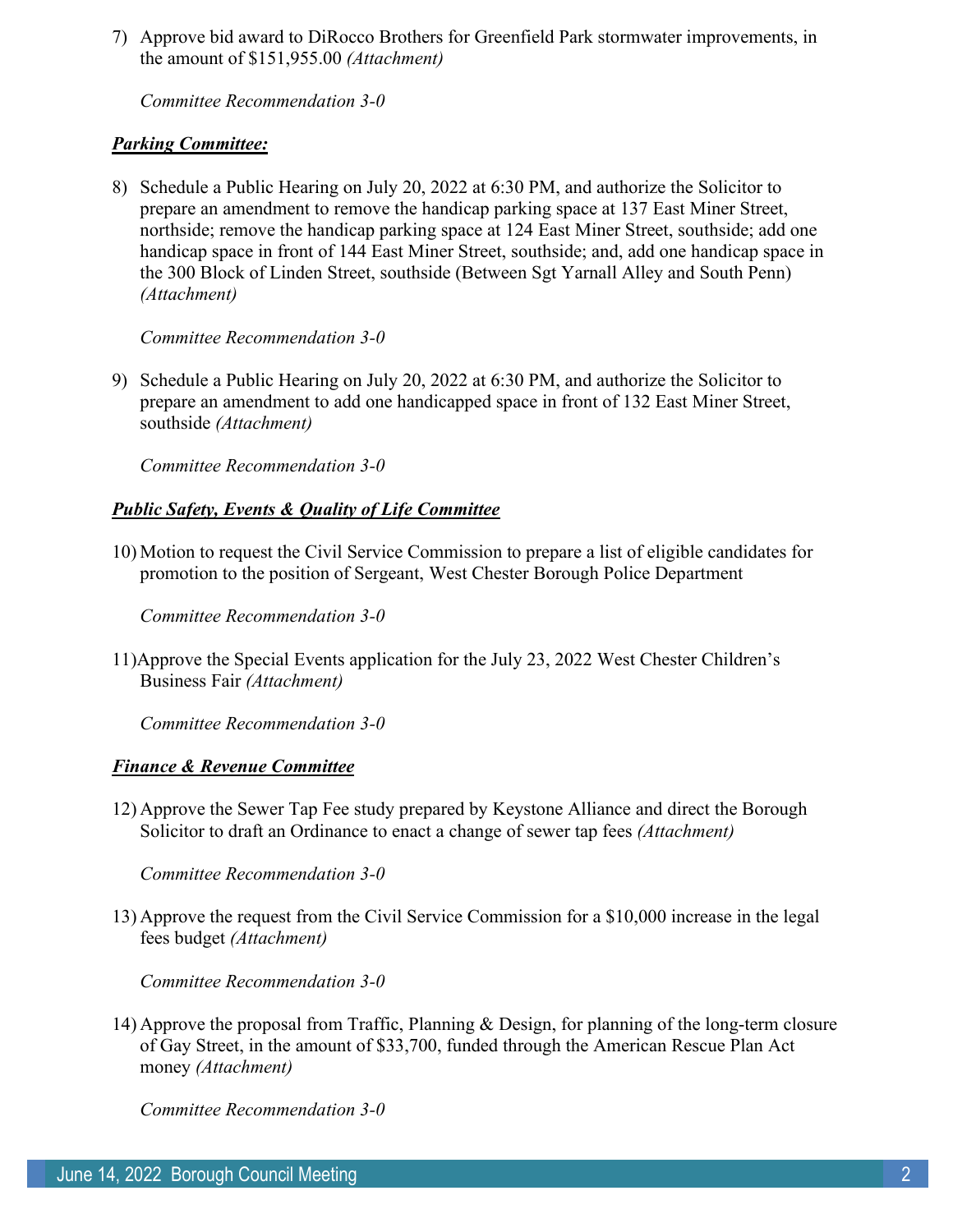7) Approve bid award to DiRocco Brothers for Greenfield Park stormwater improvements, in the amount of $151,955.00 *(Attachment)*

   *Committee Recommendation 3-0*

***Parking Committee:***

8) Schedule a Public Hearing on July 20, 2022 at 6:30 PM, and authorize the Solicitor to prepare an amendment to remove the handicap parking space at 137 East Miner Street, northside; remove the handicap parking space at 124 East Miner Street, southside; add one handicap space in front of 144 East Miner Street, southside; and, add one handicap space in the 300 Block of Linden Street, southside (Between Sgt Yarnall Alley and South Penn) *(Attachment)*

   *Committee Recommendation 3-0*

9) Schedule a Public Hearing on July 20, 2022 at 6:30 PM, and authorize the Solicitor to prepare an amendment to add one handicapped space in front of 132 East Miner Street, southside *(Attachment)*

   *Committee Recommendation 3-0*

***Public Safety, Events & Quality of Life Committee***

10) Motion to request the Civil Service Commission to prepare a list of eligible candidates for promotion to the position of Sergeant, West Chester Borough Police Department

    *Committee Recommendation 3-0*

11) Approve the Special Events application for the July 23, 2022 West Chester Children's Business Fair *(Attachment)*

    *Committee Recommendation 3-0*

***Finance & Revenue Committee***

12) Approve the Sewer Tap Fee study prepared by Keystone Alliance and direct the Borough Solicitor to draft an Ordinance to enact a change of sewer tap fees *(Attachment)*

    *Committee Recommendation 3-0*

13) Approve the request from the Civil Service Commission for a $10,000 increase in the legal fees budget *(Attachment)*

    *Committee Recommendation 3-0*

14) Approve the proposal from Traffic, Planning & Design, for planning of the long-term closure of Gay Street, in the amount of $33,700, funded through the American Rescue Plan Act money *(Attachment)*

    *Committee Recommendation 3-0*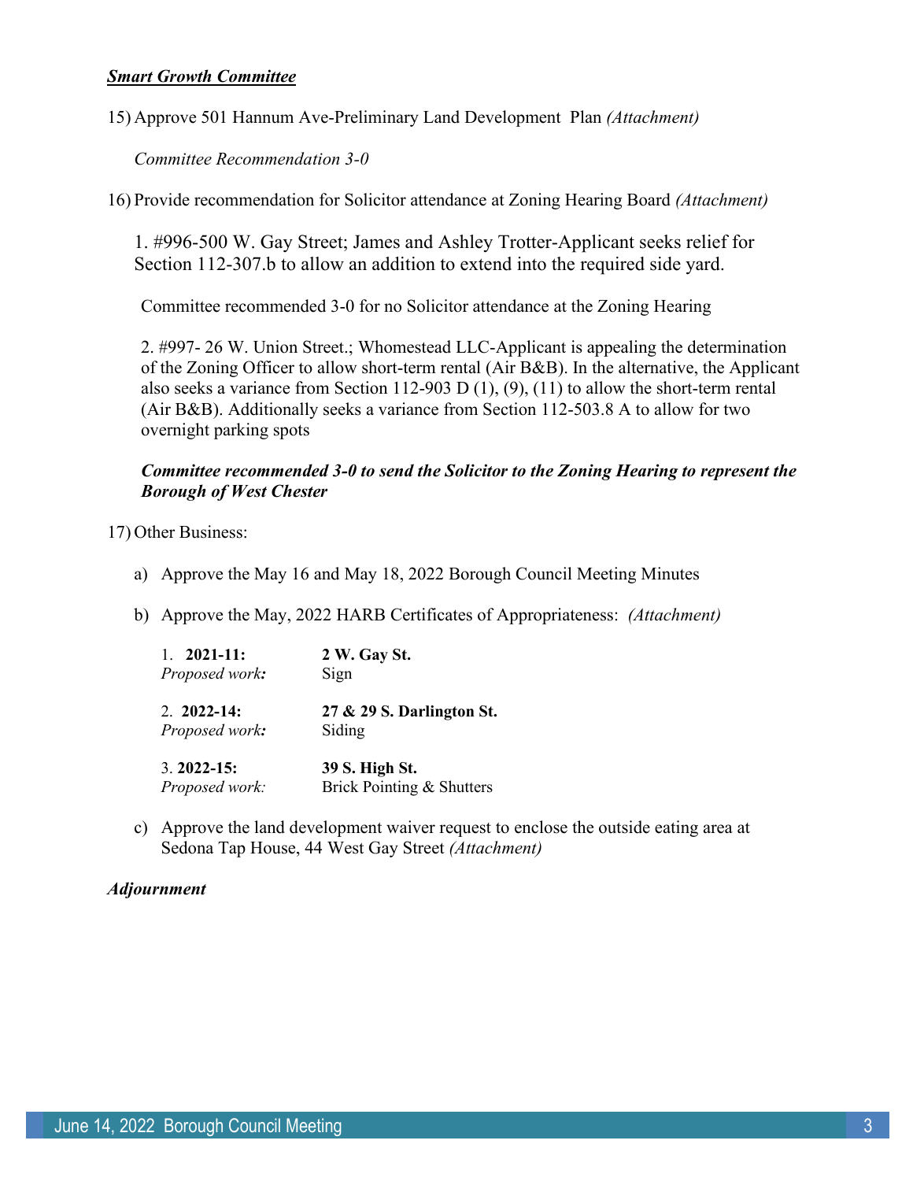***Smart Growth Committee***

15) Approve 501 Hannum Ave-Preliminary Land Development Plan *(Attachment)*

*Committee Recommendation 3-0*

16) Provide recommendation for Solicitor attendance at Zoning Hearing Board *(Attachment)*

1. #996-500 W. Gay Street; James and Ashley Trotter-Applicant seeks relief for Section 112-307.b to allow an addition to extend into the required side yard.

Committee recommended 3-0 for no Solicitor attendance at the Zoning Hearing

2. #997- 26 W. Union Street.; Whomestead LLC-Applicant is appealing the determination of the Zoning Officer to allow short-term rental (Air B&B). In the alternative, the Applicant also seeks a variance from Section 112-903 D (1), (9), (11) to allow the short-term rental (Air B&B). Additionally seeks a variance from Section 112-503.8 A to allow for two overnight parking spots

***Committee recommended 3-0 to send the Solicitor to the Zoning Hearing to represent the Borough of West Chester***

17) Other Business:

a) Approve the May 16 and May 18, 2022 Borough Council Meeting Minutes

b) Approve the May, 2022 HARB Certificates of Appropriateness: *(Attachment)*

1. **2021-11:** **2 W. Gay St.**
*Proposed work:* Sign

2. **2022-14:** **27 & 29 S. Darlington St.**
*Proposed work:* Siding

3. **2022-15:** **39 S. High St.**
*Proposed work:* Brick Pointing & Shutters

c) Approve the land development waiver request to enclose the outside eating area at Sedona Tap House, 44 West Gay Street *(Attachment)*

***Adjournment***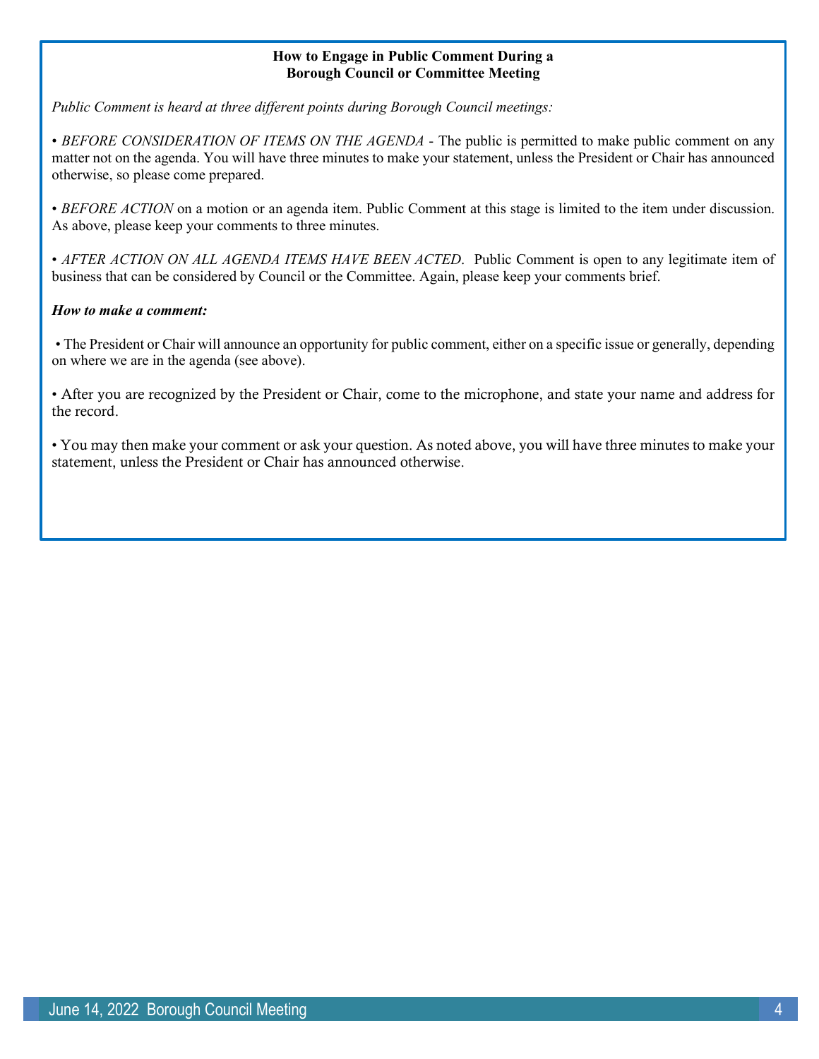**How to Engage in Public Comment During a Borough Council or Committee Meeting**

*Public Comment is heard at three different points during Borough Council meetings:*

• *BEFORE CONSIDERATION OF ITEMS ON THE AGENDA* - The public is permitted to make public comment on any matter not on the agenda. You will have three minutes to make your statement, unless the President or Chair has announced otherwise, so please come prepared.

• *BEFORE ACTION* on a motion or an agenda item. Public Comment at this stage is limited to the item under discussion. As above, please keep your comments to three minutes.

• *AFTER ACTION ON ALL AGENDA ITEMS HAVE BEEN ACTED.* Public Comment is open to any legitimate item of business that can be considered by Council or the Committee. Again, please keep your comments brief.

***How to make a comment:***

• The President or Chair will announce an opportunity for public comment, either on a specific issue or generally, depending on where we are in the agenda (see above).

• After you are recognized by the President or Chair, come to the microphone, and state your name and address for the record.

• You may then make your comment or ask your question. As noted above, you will have three minutes to make your statement, unless the President or Chair has announced otherwise.